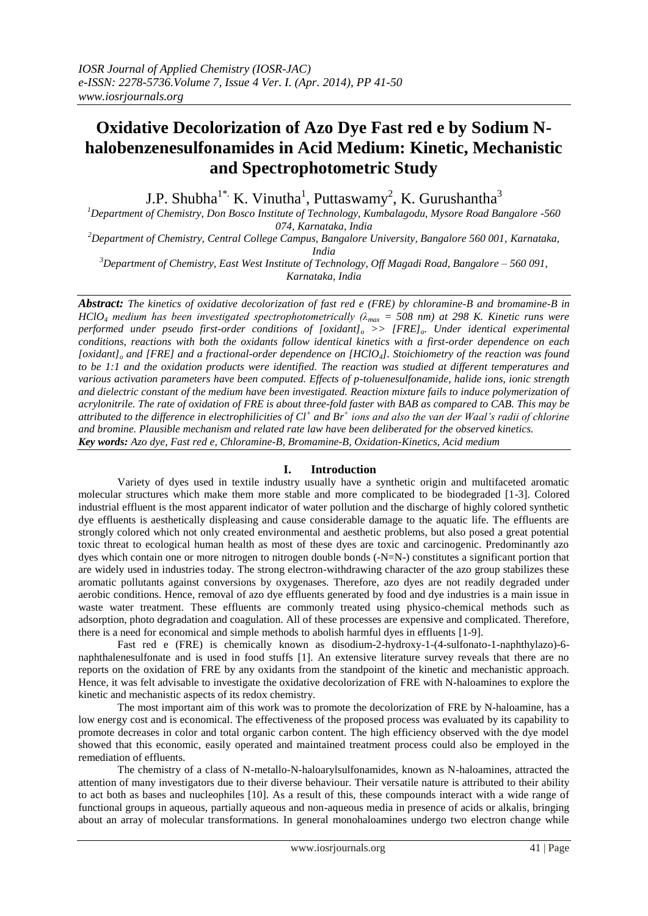# Oxidative Decolorization of Azo Dye Fast red e by Sodium N-halobenzenesulfonamides in Acid Medium: Kinetic, Mechanistic and Spectrophotometric Study

J.P. Shubha[1*], K. Vinutha[1], Puttaswamy[2], K. Gurushantha[3]

[1]Department of Chemistry, Don Bosco Institute of Technology, Kumbalagodu, Mysore Road Bangalore -560 074, Karnataka, India

[2]Department of Chemistry, Central College Campus, Bangalore University, Bangalore 560 001, Karnataka, India

[3]Department of Chemistry, East West Institute of Technology, Off Magadi Road, Bangalore – 560 091, Karnataka, India

***Abstract:*** *The kinetics of oxidative decolorization of fast red e (FRE) by chloramine-B and bromamine-B in $HClO_4$ medium has been investigated spectrophotometrically ($\lambda_{max}$ = 508 nm) at 298 K. Kinetic runs were performed under pseudo first-order conditions of $[oxidant]_o >> [FRE]_o$. Under identical experimental conditions, reactions with both the oxidants follow identical kinetics with a first-order dependence on each $[oxidant]_o$ and [FRE] and a fractional-order dependence on $[HClO_4]$. Stoichiometry of the reaction was found to be 1:1 and the oxidation products were identified. The reaction was studied at different temperatures and various activation parameters have been computed. Effects of p-toluenesulfonamide, halide ions, ionic strength and dielectric constant of the medium have been investigated. Reaction mixture fails to induce polymerization of acrylonitrile. The rate of oxidation of FRE is about three-fold faster with BAB as compared to CAB. This may be attributed to the difference in electrophilicities of $Cl^+$ and $Br^+$ ions and also the van der Waal's radii of chlorine and bromine. Plausible mechanism and related rate law have been deliberated for the observed kinetics.*

***Key words:*** *Azo dye, Fast red e, Chloramine-B, Bromamine-B, Oxidation-Kinetics, Acid medium*

## I. Introduction

Variety of dyes used in textile industry usually have a synthetic origin and multifaceted aromatic molecular structures which make them more stable and more complicated to be biodegraded [1-3]. Colored industrial effluent is the most apparent indicator of water pollution and the discharge of highly colored synthetic dye effluents is aesthetically displeasing and cause considerable damage to the aquatic life. The effluents are strongly colored which not only created environmental and aesthetic problems, but also posed a great potential toxic threat to ecological human health as most of these dyes are toxic and carcinogenic. Predominantly azo dyes which contain one or more nitrogen to nitrogen double bonds (-N=N-) constitutes a significant portion that are widely used in industries today. The strong electron-withdrawing character of the azo group stabilizes these aromatic pollutants against conversions by oxygenases. Therefore, azo dyes are not readily degraded under aerobic conditions. Hence, removal of azo dye effluents generated by food and dye industries is a main issue in waste water treatment. These effluents are commonly treated using physico-chemical methods such as adsorption, photo degradation and coagulation. All of these processes are expensive and complicated. Therefore, there is a need for economical and simple methods to abolish harmful dyes in effluents [1-9].

Fast red e (FRE) is chemically known as disodium-2-hydroxy-1-(4-sulfonato-1-naphthylazo)-6-naphthalenesulfonate and is used in food stuffs [1]. An extensive literature survey reveals that there are no reports on the oxidation of FRE by any oxidants from the standpoint of the kinetic and mechanistic approach. Hence, it was felt advisable to investigate the oxidative decolorization of FRE with N-haloamines to explore the kinetic and mechanistic aspects of its redox chemistry.

The most important aim of this work was to promote the decolorization of FRE by N-haloamine, has a low energy cost and is economical. The effectiveness of the proposed process was evaluated by its capability to promote decreases in color and total organic carbon content. The high efficiency observed with the dye model showed that this economic, easily operated and maintained treatment process could also be employed in the remediation of effluents.

The chemistry of a class of N-metallo-N-haloarylsulfonamides, known as N-haloamines, attracted the attention of many investigators due to their diverse behaviour. Their versatile nature is attributed to their ability to act both as bases and nucleophiles [10]. As a result of this, these compounds interact with a wide range of functional groups in aqueous, partially aqueous and non-aqueous media in presence of acids or alkalis, bringing about an array of molecular transformations. In general monohaloamines undergo two electron change while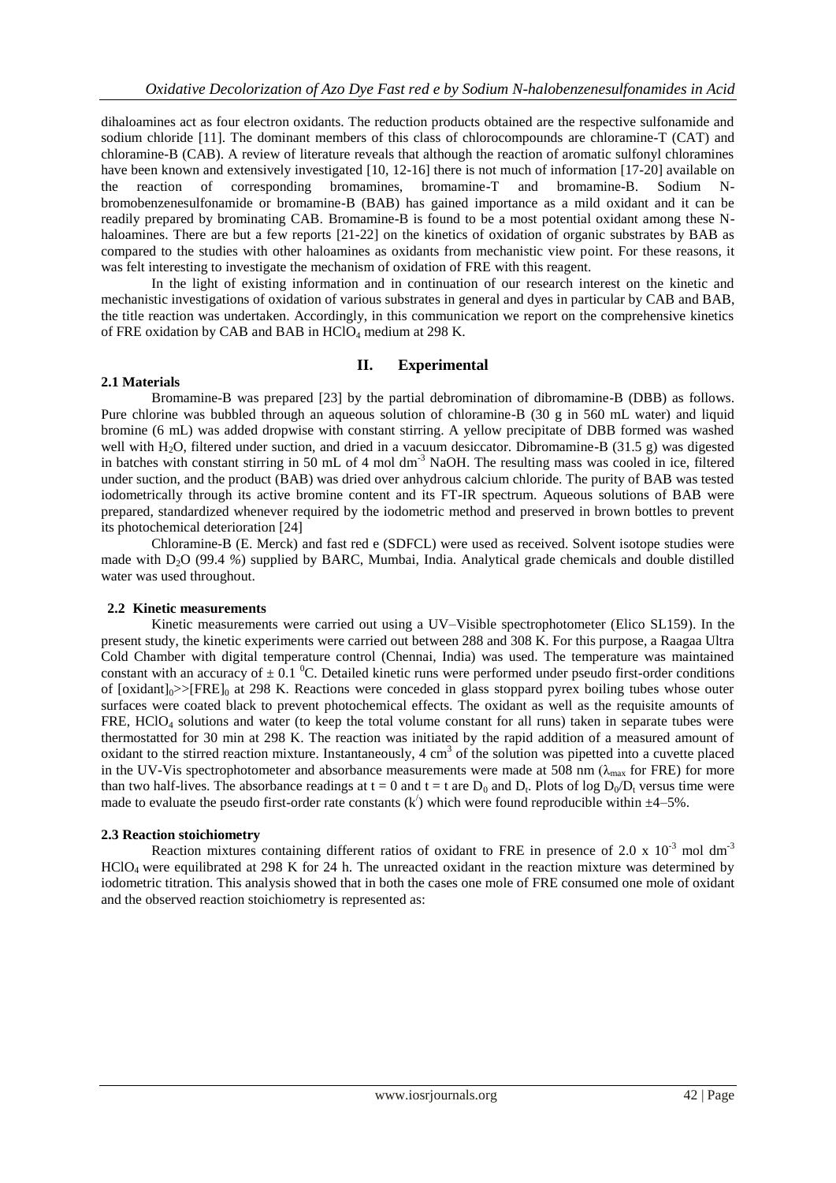dihaloamines act as four electron oxidants. The reduction products obtained are the respective sulfonamide and sodium chloride [11]. The dominant members of this class of chlorocompounds are chloramine-T (CAT) and chloramine-B (CAB). A review of literature reveals that although the reaction of aromatic sulfonyl chloramines have been known and extensively investigated [10, 12-16] there is not much of information [17-20] available on the reaction of corresponding bromamines, bromamine-T and bromamine-B. Sodium N-bromobenzenesulfonamide or bromamine-B (BAB) has gained importance as a mild oxidant and it can be readily prepared by brominating CAB. Bromamine-B is found to be a most potential oxidant among these N-haloamines. There are but a few reports [21-22] on the kinetics of oxidation of organic substrates by BAB as compared to the studies with other haloamines as oxidants from mechanistic view point. For these reasons, it was felt interesting to investigate the mechanism of oxidation of FRE with this reagent.

In the light of existing information and in continuation of our research interest on the kinetic and mechanistic investigations of oxidation of various substrates in general and dyes in particular by CAB and BAB, the title reaction was undertaken. Accordingly, in this communication we report on the comprehensive kinetics of FRE oxidation by CAB and BAB in $HClO_4$ medium at 298 K.

## II. Experimental

### 2.1 Materials

Bromamine-B was prepared [23] by the partial debromination of dibromamine-B (DBB) as follows. Pure chlorine was bubbled through an aqueous solution of chloramine-B (30 g in 560 mL water) and liquid bromine (6 mL) was added dropwise with constant stirring. A yellow precipitate of DBB formed was washed well with $H_2O$, filtered under suction, and dried in a vacuum desiccator. Dibromamine-B (31.5 g) was digested in batches with constant stirring in 50 mL of 4 mol $dm^{-3}$ NaOH. The resulting mass was cooled in ice, filtered under suction, and the product (BAB) was dried over anhydrous calcium chloride. The purity of BAB was tested iodometrically through its active bromine content and its FT-IR spectrum. Aqueous solutions of BAB were prepared, standardized whenever required by the iodometric method and preserved in brown bottles to prevent its photochemical deterioration [24]

Chloramine-B (E. Merck) and fast red e (SDFCL) were used as received. Solvent isotope studies were made with $D_2O$ (99.4 %) supplied by BARC, Mumbai, India. Analytical grade chemicals and double distilled water was used throughout.

### 2.2 Kinetic measurements

Kinetic measurements were carried out using a UV–Visible spectrophotometer (Elico SL159). In the present study, the kinetic experiments were carried out between 288 and 308 K. For this purpose, a Raagaa Ultra Cold Chamber with digital temperature control (Chennai, India) was used. The temperature was maintained constant with an accuracy of $\pm 0.1\ ^0C$. Detailed kinetic runs were performed under pseudo first-order conditions of $[oxidant]_0 >> [FRE]_0$ at 298 K. Reactions were conceded in glass stoppard pyrex boiling tubes whose outer surfaces were coated black to prevent photochemical effects. The oxidant as well as the requisite amounts of FRE, $HClO_4$ solutions and water (to keep the total volume constant for all runs) taken in separate tubes were thermostatted for 30 min at 298 K. The reaction was initiated by the rapid addition of a measured amount of oxidant to the stirred reaction mixture. Instantaneously, 4 $cm^3$ of the solution was pipetted into a cuvette placed in the UV-Vis spectrophotometer and absorbance measurements were made at 508 nm ($\lambda_{max}$ for FRE) for more than two half-lives. The absorbance readings at t = 0 and t = t are $D_0$ and $D_t$. Plots of log $D_0/D_t$ versus time were made to evaluate the pseudo first-order rate constants ($k^/$) which were found reproducible within ±4–5%.

### 2.3 Reaction stoichiometry

Reaction mixtures containing different ratios of oxidant to FRE in presence of 2.0 x $10^{-3}$ mol $dm^{-3}$ $HClO_4$ were equilibrated at 298 K for 24 h. The unreacted oxidant in the reaction mixture was determined by iodometric titration. This analysis showed that in both the cases one mole of FRE consumed one mole of oxidant and the observed reaction stoichiometry is represented as: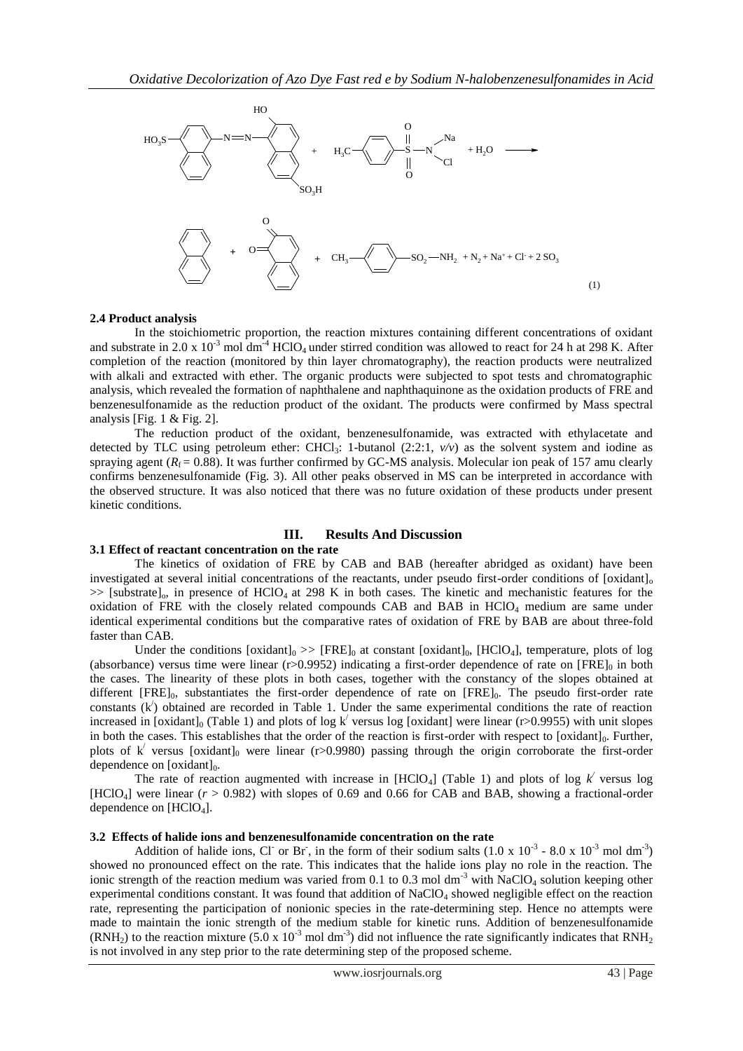$$HO_3S\text{-}C_{10}H_6\text{-}N{=}N\text{-}C_{10}H_5(OH)(SO_3H) + H_3C\text{-}C_6H_4\text{-}SO_2\text{-}N(Na)Cl + H_2O \longrightarrow$$

$$C_{10}H_8 + C_{10}H_6O_2 + CH_3\text{-}C_6H_4\text{-}SO_2\text{-}NH_2 + N_2 + Na^+ + Cl^- + 2\,SO_3 \quad (1)$$

### 2.4 Product analysis

In the stoichiometric proportion, the reaction mixtures containing different concentrations of oxidant and substrate in $2.0 \times 10^{-3}$ mol $dm^{-4}$ $HClO_4$ under stirred condition was allowed to react for 24 h at 298 K. After completion of the reaction (monitored by thin layer chromatography), the reaction products were neutralized with alkali and extracted with ether. The organic products were subjected to spot tests and chromatographic analysis, which revealed the formation of naphthalene and naphthaquinone as the oxidation products of FRE and benzenesulfonamide as the reduction product of the oxidant. The products were confirmed by Mass spectral analysis [Fig. 1 & Fig. 2].

The reduction product of the oxidant, benzenesulfonamide, was extracted with ethylacetate and detected by TLC using petroleum ether: $CHCl_3$: 1-butanol (2:2:1, *v/v*) as the solvent system and iodine as spraying agent ($R_f = 0.88$). It was further confirmed by GC-MS analysis. Molecular ion peak of 157 amu clearly confirms benzenesulfonamide (Fig. 3). All other peaks observed in MS can be interpreted in accordance with the observed structure. It was also noticed that there was no future oxidation of these products under present kinetic conditions.

## III. Results And Discussion

### 3.1 Effect of reactant concentration on the rate

The kinetics of oxidation of FRE by CAB and BAB (hereafter abridged as oxidant) have been investigated at several initial concentrations of the reactants, under pseudo first-order conditions of $[\text{oxidant}]_o >> [\text{substrate}]_o$, in presence of $HClO_4$ at 298 K in both cases. The kinetic and mechanistic features for the oxidation of FRE with the closely related compounds CAB and BAB in $HClO_4$ medium are same under identical experimental conditions but the comparative rates of oxidation of FRE by BAB are about three-fold faster than CAB.

Under the conditions $[\text{oxidant}]_0 >> [\text{FRE}]_0$ at constant $[\text{oxidant}]_0$, $[HClO_4]$, temperature, plots of log (absorbance) versus time were linear (r>0.9952) indicating a first-order dependence of rate on $[\text{FRE}]_0$ in both the cases. The linearity of these plots in both cases, together with the constancy of the slopes obtained at different $[\text{FRE}]_0$, substantiates the first-order dependence of rate on $[\text{FRE}]_0$. The pseudo first-order rate constants ($k'$) obtained are recorded in Table 1. Under the same experimental conditions the rate of reaction increased in $[\text{oxidant}]_0$ (Table 1) and plots of log $k'$ versus log [oxidant] were linear (r>0.9955) with unit slopes in both the cases. This establishes that the order of the reaction is first-order with respect to $[\text{oxidant}]_0$. Further, plots of $k'$ versus $[\text{oxidant}]_0$ were linear (r>0.9980) passing through the origin corroborate the first-order dependence on $[\text{oxidant}]_0$.

The rate of reaction augmented with increase in $[HClO_4]$ (Table 1) and plots of log $k'$ versus log $[HClO_4]$ were linear ($r > 0.982$) with slopes of 0.69 and 0.66 for CAB and BAB, showing a fractional-order dependence on $[HClO_4]$.

### 3.2 Effects of halide ions and benzenesulfonamide concentration on the rate

Addition of halide ions, $Cl^-$ or $Br^-$, in the form of their sodium salts ($1.0 \times 10^{-3}$ - $8.0 \times 10^{-3}$ mol $dm^{-3}$) showed no pronounced effect on the rate. This indicates that the halide ions play no role in the reaction. The ionic strength of the reaction medium was varied from 0.1 to 0.3 mol $dm^{-3}$ with $NaClO_4$ solution keeping other experimental conditions constant. It was found that addition of $NaClO_4$ showed negligible effect on the reaction rate, representing the participation of nonionic species in the rate-determining step. Hence no attempts were made to maintain the ionic strength of the medium stable for kinetic runs. Addition of benzenesulfonamide ($RNH_2$) to the reaction mixture ($5.0 \times 10^{-3}$ mol $dm^{-3}$) did not influence the rate significantly indicates that $RNH_2$ is not involved in any step prior to the rate determining step of the proposed scheme.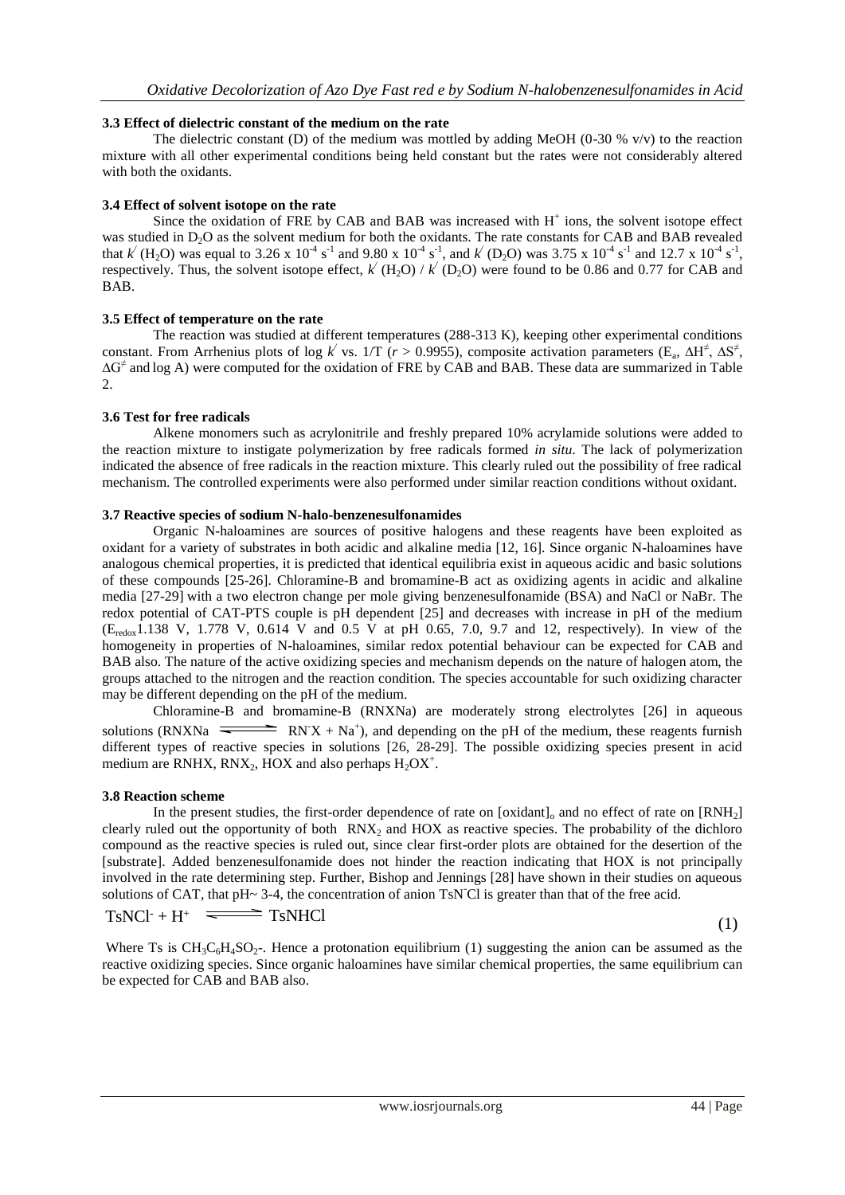### 3.3 Effect of dielectric constant of the medium on the rate

The dielectric constant (D) of the medium was mottled by adding MeOH (0-30 % v/v) to the reaction mixture with all other experimental conditions being held constant but the rates were not considerably altered with both the oxidants.

### 3.4 Effect of solvent isotope on the rate

Since the oxidation of FRE by CAB and BAB was increased with $H^+$ ions, the solvent isotope effect was studied in $D_2O$ as the solvent medium for both the oxidants. The rate constants for CAB and BAB revealed that $k^{/}$ ($H_2O$) was equal to $3.26 \times 10^{-4}\ s^{-1}$ and $9.80 \times 10^{-4}\ s^{-1}$, and $k^{/}$ ($D_2O$) was $3.75 \times 10^{-4}\ s^{-1}$ and $12.7 \times 10^{-4}\ s^{-1}$, respectively. Thus, the solvent isotope effect, $k^{/}$ ($H_2O$) / $k^{/}$ ($D_2O$) were found to be 0.86 and 0.77 for CAB and BAB.

### 3.5 Effect of temperature on the rate

The reaction was studied at different temperatures (288-313 K), keeping other experimental conditions constant. From Arrhenius plots of log $k^{/}$ vs. 1/T ($r$ > 0.9955), composite activation parameters ($E_a$, $\Delta H^{\neq}$, $\Delta S^{\neq}$, $\Delta G^{\neq}$ and log A) were computed for the oxidation of FRE by CAB and BAB. These data are summarized in Table 2.

### 3.6 Test for free radicals

Alkene monomers such as acrylonitrile and freshly prepared 10% acrylamide solutions were added to the reaction mixture to instigate polymerization by free radicals formed *in situ*. The lack of polymerization indicated the absence of free radicals in the reaction mixture. This clearly ruled out the possibility of free radical mechanism. The controlled experiments were also performed under similar reaction conditions without oxidant.

### 3.7 Reactive species of sodium N-halo-benzenesulfonamides

Organic N-haloamines are sources of positive halogens and these reagents have been exploited as oxidant for a variety of substrates in both acidic and alkaline media [12, 16]. Since organic N-haloamines have analogous chemical properties, it is predicted that identical equilibria exist in aqueous acidic and basic solutions of these compounds [25-26]. Chloramine-B and bromamine-B act as oxidizing agents in acidic and alkaline media [27-29] with a two electron change per mole giving benzenesulfonamide (BSA) and NaCl or NaBr. The redox potential of CAT-PTS couple is pH dependent [25] and decreases with increase in pH of the medium ($E_{redox}$1.138 V, 1.778 V, 0.614 V and 0.5 V at pH 0.65, 7.0, 9.7 and 12, respectively). In view of the homogeneity in properties of N-haloamines, similar redox potential behaviour can be expected for CAB and BAB also. The nature of the active oxidizing species and mechanism depends on the nature of halogen atom, the groups attached to the nitrogen and the reaction condition. The species accountable for such oxidizing character may be different depending on the pH of the medium.

Chloramine-B and bromamine-B (RNXNa) are moderately strong electrolytes [26] in aqueous solutions (RNXNa $\rightleftharpoons$ $RN^-X + Na^+$), and depending on the pH of the medium, these reagents furnish different types of reactive species in solutions [26, 28-29]. The possible oxidizing species present in acid medium are RNHX, $RNX_2$, HOX and also perhaps $H_2OX^+$.

### 3.8 Reaction scheme

In the present studies, the first-order dependence of rate on $[\text{oxidant}]_o$ and no effect of rate on $[RNH_2]$ clearly ruled out the opportunity of both $RNX_2$ and HOX as reactive species. The probability of the dichloro compound as the reactive species is ruled out, since clear first-order plots are obtained for the desertion of the [substrate]. Added benzenesulfonamide does not hinder the reaction indicating that HOX is not principally involved in the rate determining step. Further, Bishop and Jennings [28] have shown in their studies on aqueous solutions of CAT, that pH~ 3-4, the concentration of anion $TsN^-Cl$ is greater than that of the free acid.

$$TsNCl^- + H^+ \rightleftharpoons TsNHCl \tag{1}$$

Where Ts is $CH_3C_6H_4SO_2$-. Hence a protonation equilibrium (1) suggesting the anion can be assumed as the reactive oxidizing species. Since organic haloamines have similar chemical properties, the same equilibrium can be expected for CAB and BAB also.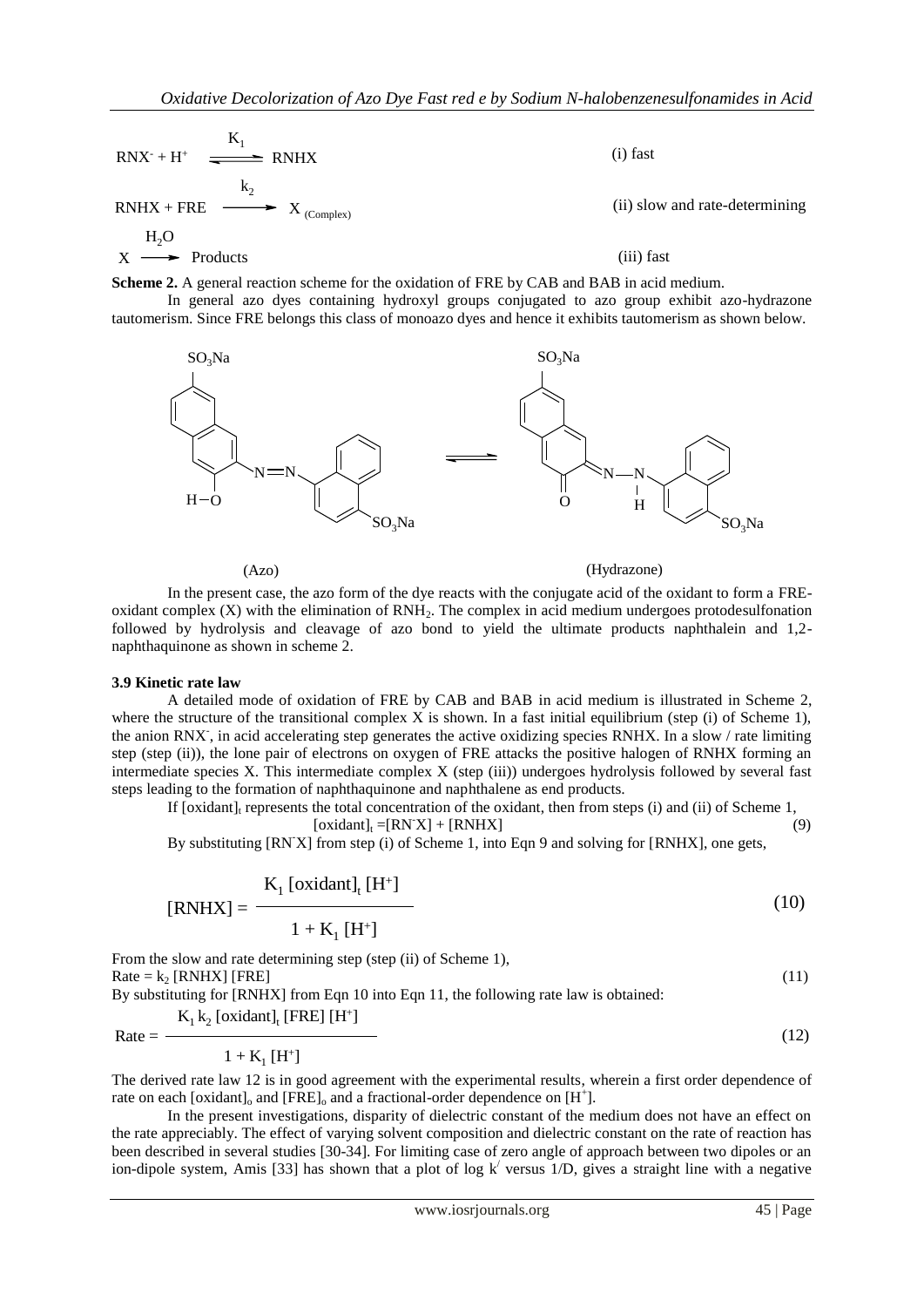$$RNX^- + H^+ \xrightleftharpoons{K_1} RNHX \qquad \text{(i) fast}$$

$$RNHX + FRE \xrightarrow{k_2} X_{(Complex)} \qquad \text{(ii) slow and rate-determining}$$

$$X \xrightarrow{H_2O} \text{Products} \qquad \text{(iii) fast}$$

**Scheme 2.** A general reaction scheme for the oxidation of FRE by CAB and BAB in acid medium.

In general azo dyes containing hydroxyl groups conjugated to azo group exhibit azo-hydrazone tautomerism. Since FRE belongs this class of monoazo dyes and hence it exhibits tautomerism as shown below.

(Azo) (Hydrazone)

In the present case, the azo form of the dye reacts with the conjugate acid of the oxidant to form a FRE-oxidant complex (X) with the elimination of $RNH_2$. The complex in acid medium undergoes protodesulfonation followed by hydrolysis and cleavage of azo bond to yield the ultimate products naphthalein and 1,2-naphthaquinone as shown in scheme 2.

### 3.9 Kinetic rate law

A detailed mode of oxidation of FRE by CAB and BAB in acid medium is illustrated in Scheme 2, where the structure of the transitional complex X is shown. In a fast initial equilibrium (step (i) of Scheme 1), the anion $RNX^-$, in acid accelerating step generates the active oxidizing species RNHX. In a slow / rate limiting step (step (ii)), the lone pair of electrons on oxygen of FRE attacks the positive halogen of RNHX forming an intermediate species X. This intermediate complex X (step (iii)) undergoes hydrolysis followed by several fast steps leading to the formation of naphthaquinone and naphthalene as end products.

If $[\text{oxidant}]_t$ represents the total concentration of the oxidant, then from steps (i) and (ii) of Scheme 1,

$$[\text{oxidant}]_t = [RN^-X] + [RNHX] \tag{9}$$

By substituting $[RN^-X]$ from step (i) of Scheme 1, into Eqn 9 and solving for [RNHX], one gets,

$$[RNHX] = \frac{K_1\,[\text{oxidant}]_t\,[H^+]}{1 + K_1\,[H^+]} \tag{10}$$

From the slow and rate determining step (step (ii) of Scheme 1),

$$\text{Rate} = k_2\,[RNHX]\,[FRE] \tag{11}$$

By substituting for [RNHX] from Eqn 10 into Eqn 11, the following rate law is obtained:

$$\text{Rate} = \frac{K_1\,k_2\,[\text{oxidant}]_t\,[FRE]\,[H^+]}{1 + K_1\,[H^+]} \tag{12}$$

The derived rate law 12 is in good agreement with the experimental results, wherein a first order dependence of rate on each $[\text{oxidant}]_o$ and $[FRE]_o$ and a fractional-order dependence on $[H^+]$.

In the present investigations, disparity of dielectric constant of the medium does not have an effect on the rate appreciably. The effect of varying solvent composition and dielectric constant on the rate of reaction has been described in several studies [30-34]. For limiting case of zero angle of approach between two dipoles or an ion-dipole system, Amis [33] has shown that a plot of log $k'$ versus 1/D, gives a straight line with a negative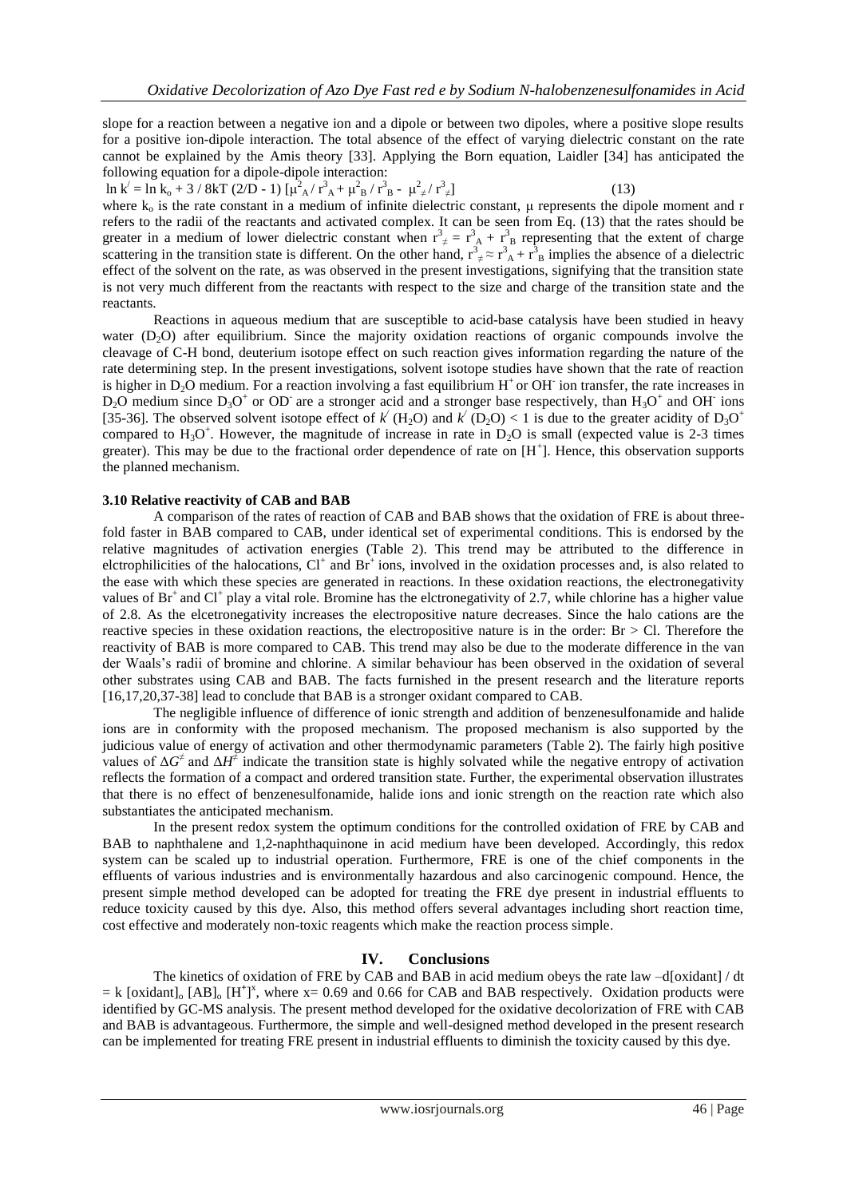slope for a reaction between a negative ion and a dipole or between two dipoles, where a positive slope results for a positive ion-dipole interaction. The total absence of the effect of varying dielectric constant on the rate cannot be explained by the Amis theory [33]. Applying the Born equation, Laidler [34] has anticipated the following equation for a dipole-dipole interaction:

$$\ln k' = \ln k_o + 3 / 8kT\ (2/D - 1)\ [\mu^2_A / r^3_A + \mu^2_B / r^3_B - \mu^2_{\neq} / r^3_{\neq}] \quad (13)$$

where $k_o$ is the rate constant in a medium of infinite dielectric constant, μ represents the dipole moment and r refers to the radii of the reactants and activated complex. It can be seen from Eq. (13) that the rates should be greater in a medium of lower dielectric constant when $r^3_{\neq} = r^3_A + r^3_B$ representing that the extent of charge scattering in the transition state is different. On the other hand, $r^3_{\neq} \approx r^3_A + r^3_B$ implies the absence of a dielectric effect of the solvent on the rate, as was observed in the present investigations, signifying that the transition state is not very much different from the reactants with respect to the size and charge of the transition state and the reactants.

Reactions in aqueous medium that are susceptible to acid-base catalysis have been studied in heavy water ($D_2O$) after equilibrium. Since the majority oxidation reactions of organic compounds involve the cleavage of C-H bond, deuterium isotope effect on such reaction gives information regarding the nature of the rate determining step. In the present investigations, solvent isotope studies have shown that the rate of reaction is higher in $D_2O$ medium. For a reaction involving a fast equilibrium $H^+$ or $OH^-$ ion transfer, the rate increases in $D_2O$ medium since $D_3O^+$ or $OD^-$ are a stronger acid and a stronger base respectively, than $H_3O^+$ and $OH^-$ ions [35-36]. The observed solvent isotope effect of $k'$ ($H_2O$) and $k'$ ($D_2O$) < 1 is due to the greater acidity of $D_3O^+$ compared to $H_3O^+$. However, the magnitude of increase in rate in $D_2O$ is small (expected value is 2-3 times greater). This may be due to the fractional order dependence of rate on $[H^+]$. Hence, this observation supports the planned mechanism.

### 3.10 Relative reactivity of CAB and BAB

A comparison of the rates of reaction of CAB and BAB shows that the oxidation of FRE is about three-fold faster in BAB compared to CAB, under identical set of experimental conditions. This is endorsed by the relative magnitudes of activation energies (Table 2). This trend may be attributed to the difference in elctrophilicities of the halocations, $Cl^+$ and $Br^+$ ions, involved in the oxidation processes and, is also related to the ease with which these species are generated in reactions. In these oxidation reactions, the electronegativity values of $Br^+$ and $Cl^+$ play a vital role. Bromine has the elctronegativity of 2.7, while chlorine has a higher value of 2.8. As the elcetronegativity increases the electropositive nature decreases. Since the halo cations are the reactive species in these oxidation reactions, the electropositive nature is in the order: Br > Cl. Therefore the reactivity of BAB is more compared to CAB. This trend may also be due to the moderate difference in the van der Waals's radii of bromine and chlorine. A similar behaviour has been observed in the oxidation of several other substrates using CAB and BAB. The facts furnished in the present research and the literature reports [16,17,20,37-38] lead to conclude that BAB is a stronger oxidant compared to CAB.

The negligible influence of difference of ionic strength and addition of benzenesulfonamide and halide ions are in conformity with the proposed mechanism. The proposed mechanism is also supported by the judicious value of energy of activation and other thermodynamic parameters (Table 2). The fairly high positive values of $\Delta G^{\neq}$ and $\Delta H^{\neq}$ indicate the transition state is highly solvated while the negative entropy of activation reflects the formation of a compact and ordered transition state. Further, the experimental observation illustrates that there is no effect of benzenesulfonamide, halide ions and ionic strength on the reaction rate which also substantiates the anticipated mechanism.

In the present redox system the optimum conditions for the controlled oxidation of FRE by CAB and BAB to naphthalene and 1,2-naphthaquinone in acid medium have been developed. Accordingly, this redox system can be scaled up to industrial operation. Furthermore, FRE is one of the chief components in the effluents of various industries and is environmentally hazardous and also carcinogenic compound. Hence, the present simple method developed can be adopted for treating the FRE dye present in industrial effluents to reduce toxicity caused by this dye. Also, this method offers several advantages including short reaction time, cost effective and moderately non-toxic reagents which make the reaction process simple.

## IV. Conclusions

The kinetics of oxidation of FRE by CAB and BAB in acid medium obeys the rate law $-d[\text{oxidant}] / dt = k\ [\text{oxidant}]_o\ [AB]_o\ [H^+]^x$, where x= 0.69 and 0.66 for CAB and BAB respectively. Oxidation products were identified by GC-MS analysis. The present method developed for the oxidative decolorization of FRE with CAB and BAB is advantageous. Furthermore, the simple and well-designed method developed in the present research can be implemented for treating FRE present in industrial effluents to diminish the toxicity caused by this dye.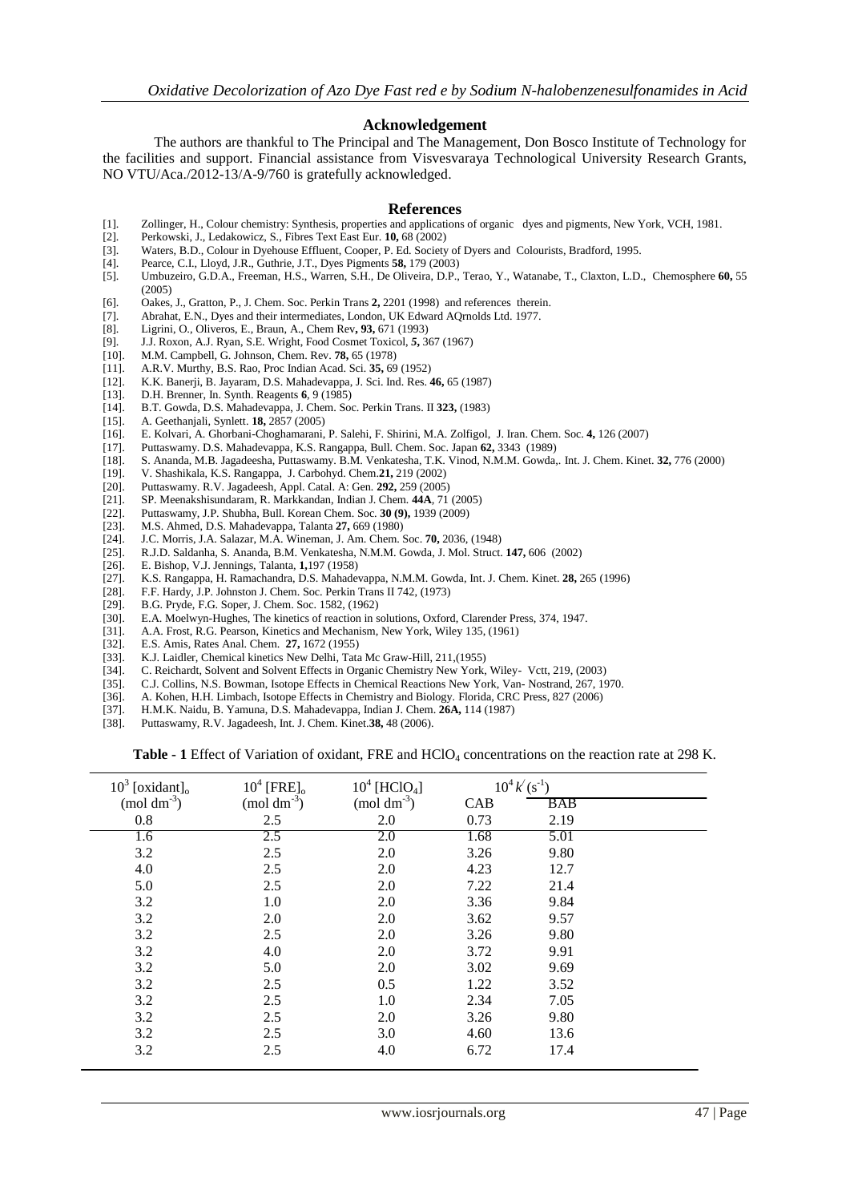## Acknowledgement

The authors are thankful to The Principal and The Management, Don Bosco Institute of Technology for the facilities and support. Financial assistance from Visvesvaraya Technological University Research Grants, NO VTU/Aca./2012-13/A-9/760 is gratefully acknowledged.

## References

- [1]. Zollinger, H., Colour chemistry: Synthesis, properties and applications of organic dyes and pigments, New York, VCH, 1981.
- [2]. Perkowski, J., Ledakowicz, S., Fibres Text East Eur. **10,** 68 (2002)
- [3]. Waters, B.D., Colour in Dyehouse Effluent, Cooper, P. Ed. Society of Dyers and Colourists, Bradford, 1995.
- [4]. Pearce, C.I., Lloyd, J.R., Guthrie, J.T., Dyes Pigments **58,** 179 (2003)
- [5]. Umbuzeiro, G.D.A., Freeman, H.S., Warren, S.H., De Oliveira, D.P., Terao, Y., Watanabe, T., Claxton, L.D., Chemosphere **60,** 55 (2005)
- [6]. Oakes, J., Gratton, P., J. Chem. Soc. Perkin Trans **2,** 2201 (1998) and references therein.
- [7]. Abrahat, E.N., Dyes and their intermediates, London, UK Edward AQrnolds Ltd. 1977.
- [8]. Ligrini, O., Oliveros, E., Braun, A., Chem Rev**, 93,** 671 (1993)
- [9]. J.J. Roxon, A.J. Ryan, S.E. Wright, Food Cosmet Toxicol, *5***,** 367 (1967)
- [10]. M.M. Campbell, G. Johnson, Chem. Rev. **78,** 65 (1978)
- [11]. A.R.V. Murthy, B.S. Rao, Proc Indian Acad. Sci. **35,** 69 (1952)
- [12]. K.K. Banerji, B. Jayaram, D.S. Mahadevappa, J. Sci. Ind. Res. **46,** 65 (1987)
- [13]. D.H. Brenner, In. Synth. Reagents **6**, 9 (1985)
- [14]. B.T. Gowda, D.S. Mahadevappa, J. Chem. Soc. Perkin Trans. II **323,** (1983)
- [15]. A. Geethanjali, Synlett. **18,** 2857 (2005)
- [16]. E. Kolvari, A. Ghorbani-Choghamarani, P. Salehi, F. Shirini, M.A. Zolfigol, J. Iran. Chem. Soc. **4,** 126 (2007)
- [17]. Puttaswamy. D.S. Mahadevappa, K.S. Rangappa, Bull. Chem. Soc. Japan **62,** 3343 (1989)
- [18]. S. Ananda, M.B. Jagadeesha, Puttaswamy. B.M. Venkatesha, T.K. Vinod, N.M.M. Gowda,. Int. J. Chem. Kinet. **32,** 776 (2000)
- [19]. V. Shashikala, K.S. Rangappa, J. Carbohyd. Chem.**21,** 219 (2002)
- [20]. Puttaswamy. R.V. Jagadeesh, Appl. Catal. A: Gen. **292,** 259 (2005)
- [21]. SP. Meenakshisundaram, R. Markkandan, Indian J. Chem. **44A**, 71 (2005)
- [22]. Puttaswamy, J.P. Shubha, Bull. Korean Chem. Soc. **30 (9),** 1939 (2009)
- [23]. M.S. Ahmed, D.S. Mahadevappa, Talanta **27,** 669 (1980)
- [24]. J.C. Morris, J.A. Salazar, M.A. Wineman, J. Am. Chem. Soc. **70,** 2036, (1948)
- [25]. R.J.D. Saldanha, S. Ananda, B.M. Venkatesha, N.M.M. Gowda, J. Mol. Struct. **147,** 606 (2002)
- [26]. E. Bishop, V.J. Jennings, Talanta, **1,**197 (1958)
- [27]. K.S. Rangappa, H. Ramachandra, D.S. Mahadevappa, N.M.M. Gowda, Int. J. Chem. Kinet. **28,** 265 (1996)
- [28]. F.F. Hardy, J.P. Johnston J. Chem. Soc. Perkin Trans II 742, (1973)
- [29]. B.G. Pryde, F.G. Soper, J. Chem. Soc. 1582, (1962)
- [30]. E.A. Moelwyn-Hughes, The kinetics of reaction in solutions, Oxford, Clarender Press, 374, 1947.
- [31]. A.A. Frost, R.G. Pearson, Kinetics and Mechanism, New York, Wiley 135, (1961)
- [32]. E.S. Amis, Rates Anal. Chem. **27,** 1672 (1955)
- [33]. K.J. Laidler, Chemical kinetics New Delhi, Tata Mc Graw-Hill, 211,(1955)
- [34]. C. Reichardt, Solvent and Solvent Effects in Organic Chemistry New York, Wiley- Vctt, 219, (2003)
- [35]. C.J. Collins, N.S. Bowman, Isotope Effects in Chemical Reactions New York, Van- Nostrand, 267, 1970.
- [36]. A. Kohen, H.H. Limbach, Isotope Effects in Chemistry and Biology. Florida, CRC Press, 827 (2006)
- [37]. H.M.K. Naidu, B. Yamuna, D.S. Mahadevappa, Indian J. Chem. **26A,** 114 (1987)
- [38]. Puttaswamy, R.V. Jagadeesh, Int. J. Chem. Kinet.**38,** 48 (2006).

**Table - 1** Effect of Variation of oxidant, FRE and $HClO_4$ concentrations on the reaction rate at 298 K.

| $10^3$ [oxidant]$_o$ (mol dm$^{-3}$) | $10^4$ [FRE]$_o$ (mol dm$^{-3}$) | $10^4$ [$HClO_4$] (mol dm$^{-3}$) | $10^4 k'$ (s$^{-1}$) | |
|---|---|---|---|---|
| | | | CAB | BAB |
| 0.8 | 2.5 | 2.0 | 0.73 | 2.19 |
| 1.6 | 2.5 | 2.0 | 1.68 | 5.01 |
| 3.2 | 2.5 | 2.0 | 3.26 | 9.80 |
| 4.0 | 2.5 | 2.0 | 4.23 | 12.7 |
| 5.0 | 2.5 | 2.0 | 7.22 | 21.4 |
| 3.2 | 1.0 | 2.0 | 3.36 | 9.84 |
| 3.2 | 2.0 | 2.0 | 3.62 | 9.57 |
| 3.2 | 2.5 | 2.0 | 3.26 | 9.80 |
| 3.2 | 4.0 | 2.0 | 3.72 | 9.91 |
| 3.2 | 5.0 | 2.0 | 3.02 | 9.69 |
| 3.2 | 2.5 | 0.5 | 1.22 | 3.52 |
| 3.2 | 2.5 | 1.0 | 2.34 | 7.05 |
| 3.2 | 2.5 | 2.0 | 3.26 | 9.80 |
| 3.2 | 2.5 | 3.0 | 4.60 | 13.6 |
| 3.2 | 2.5 | 4.0 | 6.72 | 17.4 |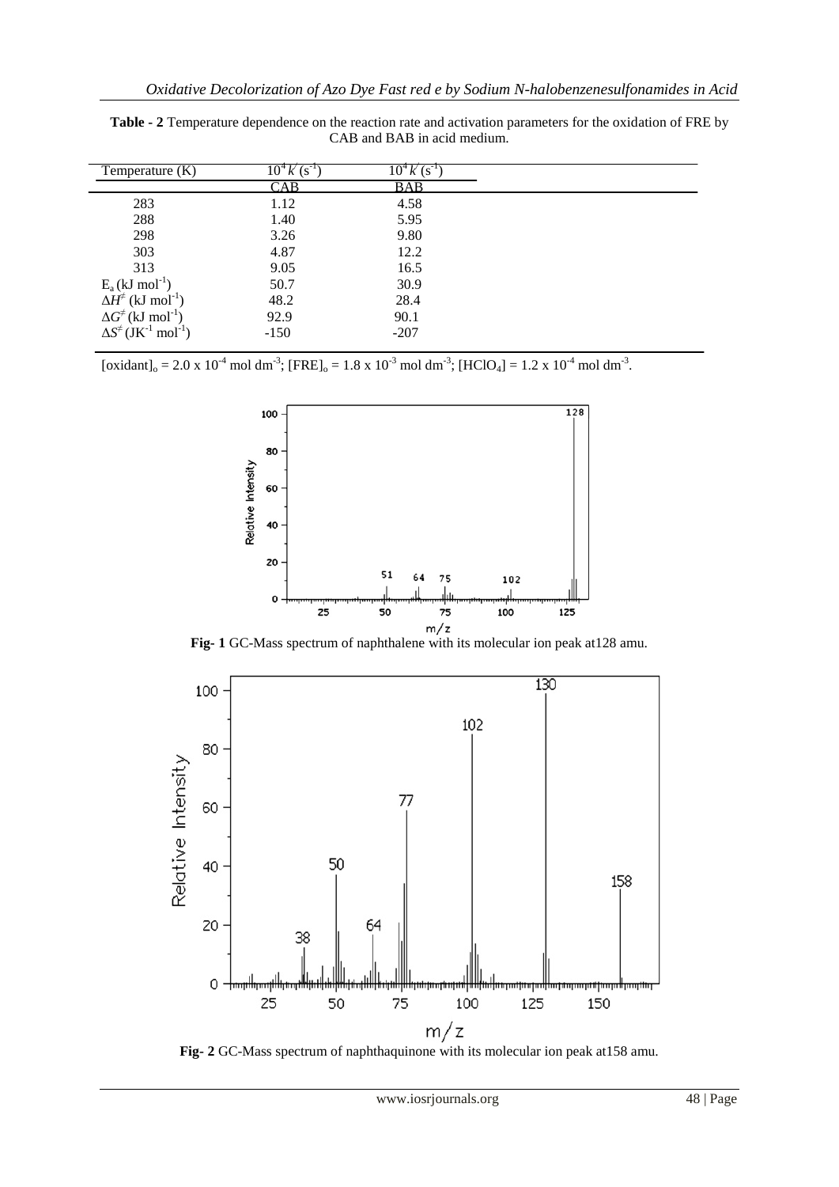**Table - 2** Temperature dependence on the reaction rate and activation parameters for the oxidation of FRE by CAB and BAB in acid medium.

| Temperature (K) | $10^4 k'$ ($s^{-1}$) | $10^4 k'$ ($s^{-1}$) |
|---|---|---|
| | CAB | BAB |
| 283 | 1.12 | 4.58 |
| 288 | 1.40 | 5.95 |
| 298 | 3.26 | 9.80 |
| 303 | 4.87 | 12.2 |
| 313 | 9.05 | 16.5 |
| $E_a$ (kJ $mol^{-1}$) | 50.7 | 30.9 |
| $\Delta H^{\neq}$ (kJ $mol^{-1}$) | 48.2 | 28.4 |
| $\Delta G^{\neq}$ (kJ $mol^{-1}$) | 92.9 | 90.1 |
| $\Delta S^{\neq}$ ($JK^{-1}$ $mol^{-1}$) | -150 | -207 |

$[oxidant]_o = 2.0 \times 10^{-4}$ mol $dm^{-3}$; $[FRE]_o = 1.8 \times 10^{-3}$ mol $dm^{-3}$; $[HClO_4] = 1.2 \times 10^{-4}$ mol $dm^{-3}$.

Relative Intensity
m/z
128
51
64
75
102

**Fig- 1** GC-Mass spectrum of naphthalene with its molecular ion peak at128 amu.

Relative Intensity
m/z
130
102
77
50
158
64
38

**Fig- 2** GC-Mass spectrum of naphthaquinone with its molecular ion peak at158 amu.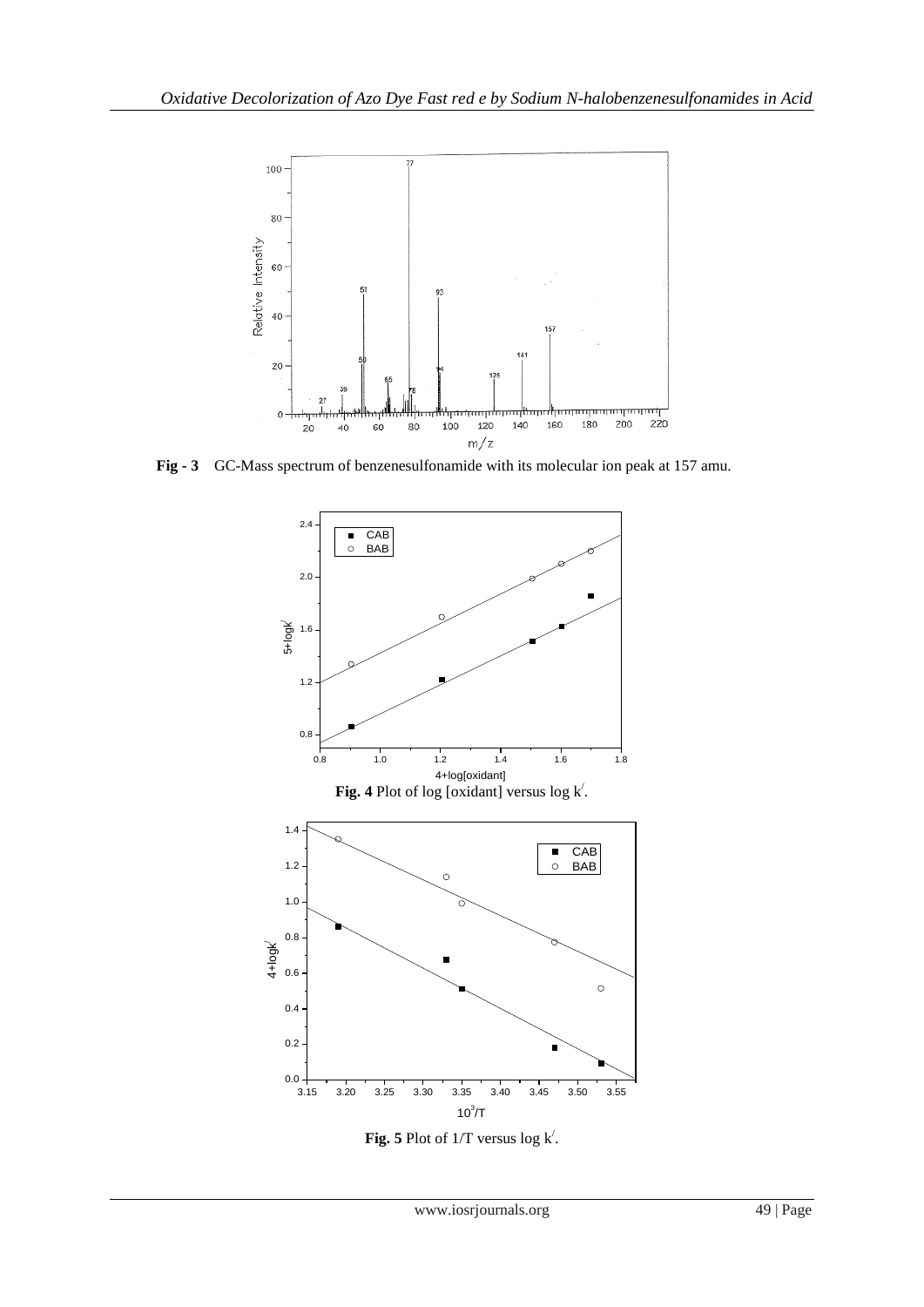100

80

60

40

20

0

Relative Intensity

77

51

93

157

141

50

94

125

65

78

39

27

20 40 60 80 100 120 140 160 180 200 220

m/z

**Fig - 3** GC-Mass spectrum of benzenesulfonamide with its molecular ion peak at 157 amu.

2.4

2.0

1.6

1.2

0.8

CAB

BAB

5+logk/

0.8 1.0 1.2 1.4 1.6 1.8

4+log[oxidant]

**Fig. 4** Plot of log [oxidant] versus log $k^{/}$.

1.4

1.2

1.0

0.8

0.6

0.4

0.2

0.0

CAB

BAB

4+logk/

3.15 3.20 3.25 3.30 3.35 3.40 3.45 3.50 3.55

$10^3$/T

**Fig. 5** Plot of 1/T versus log $k^{/}$.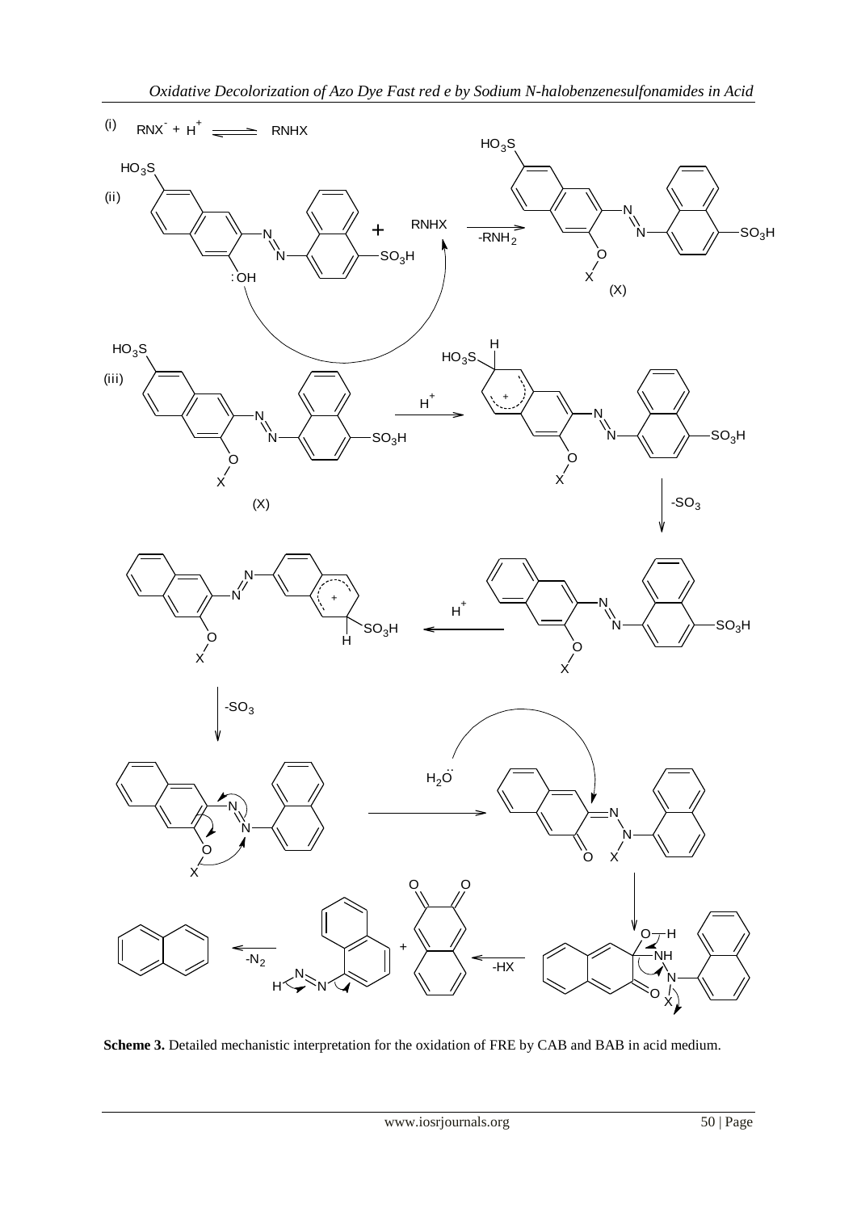(i) $RNX^- + H^+ \rightleftharpoons RNHX$

(ii)

(iii)

**Scheme 3.** Detailed mechanistic interpretation for the oxidation of FRE by CAB and BAB in acid medium.